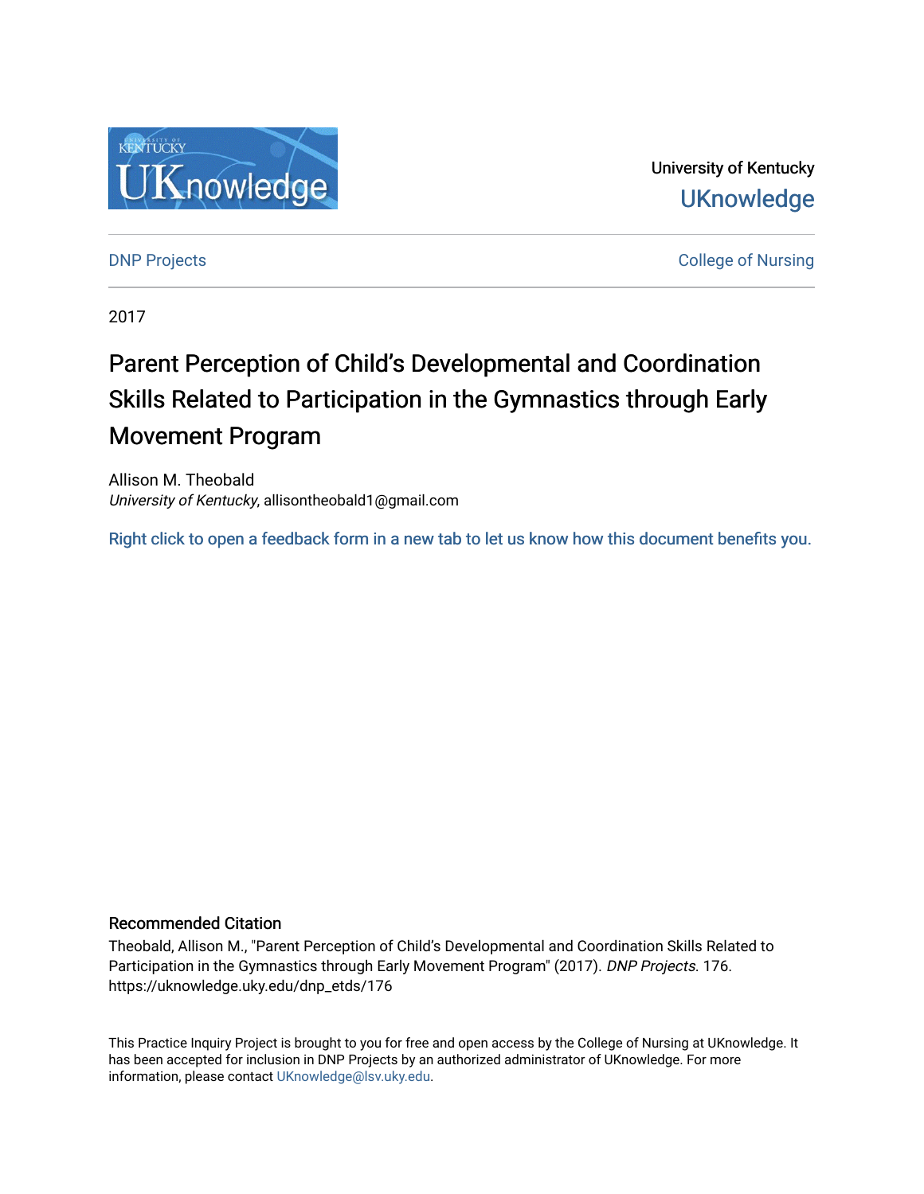University of Kentucky

UKnowledge

DNP Projects

College of Nursing

2017

# Parent Perception of Child's Developmental and Coordination Skills Related to Participation in the Gymnastics through Early Movement Program

Allison M. Theobald
*University of Kentucky*, allisontheobald1@gmail.com

Right click to open a feedback form in a new tab to let us know how this document benefits you.

## Recommended Citation

Theobald, Allison M., "Parent Perception of Child's Developmental and Coordination Skills Related to Participation in the Gymnastics through Early Movement Program" (2017). *DNP Projects*. 176.
https://uknowledge.uky.edu/dnp_etds/176

This Practice Inquiry Project is brought to you for free and open access by the College of Nursing at UKnowledge. It has been accepted for inclusion in DNP Projects by an authorized administrator of UKnowledge. For more information, please contact UKnowledge@lsv.uky.edu.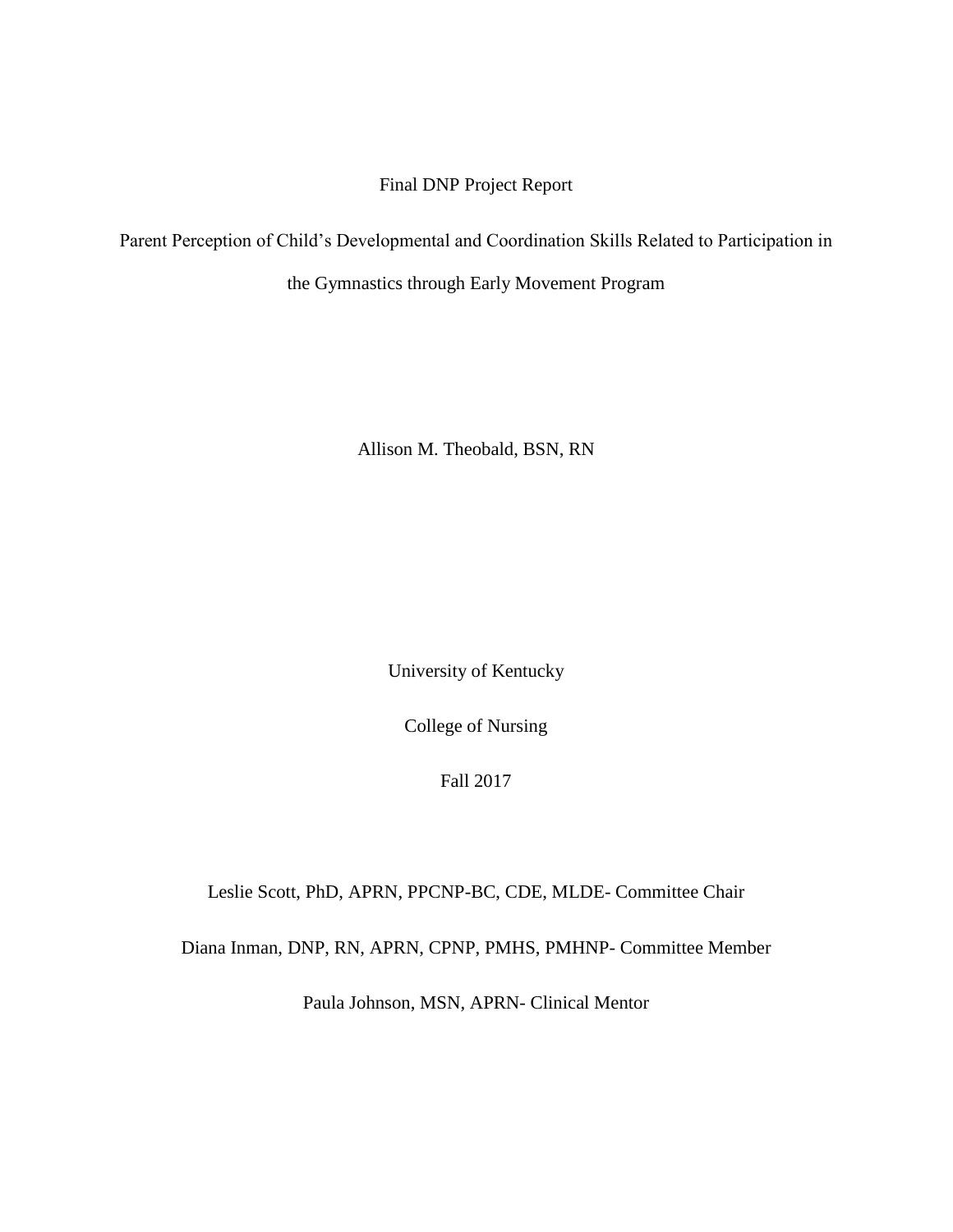Final DNP Project Report

# Parent Perception of Child's Developmental and Coordination Skills Related to Participation in the Gymnastics through Early Movement Program

Allison M. Theobald, BSN, RN

University of Kentucky

College of Nursing

Fall 2017

Leslie Scott, PhD, APRN, PPCNP-BC, CDE, MLDE- Committee Chair

Diana Inman, DNP, RN, APRN, CPNP, PMHS, PMHNP- Committee Member

Paula Johnson, MSN, APRN- Clinical Mentor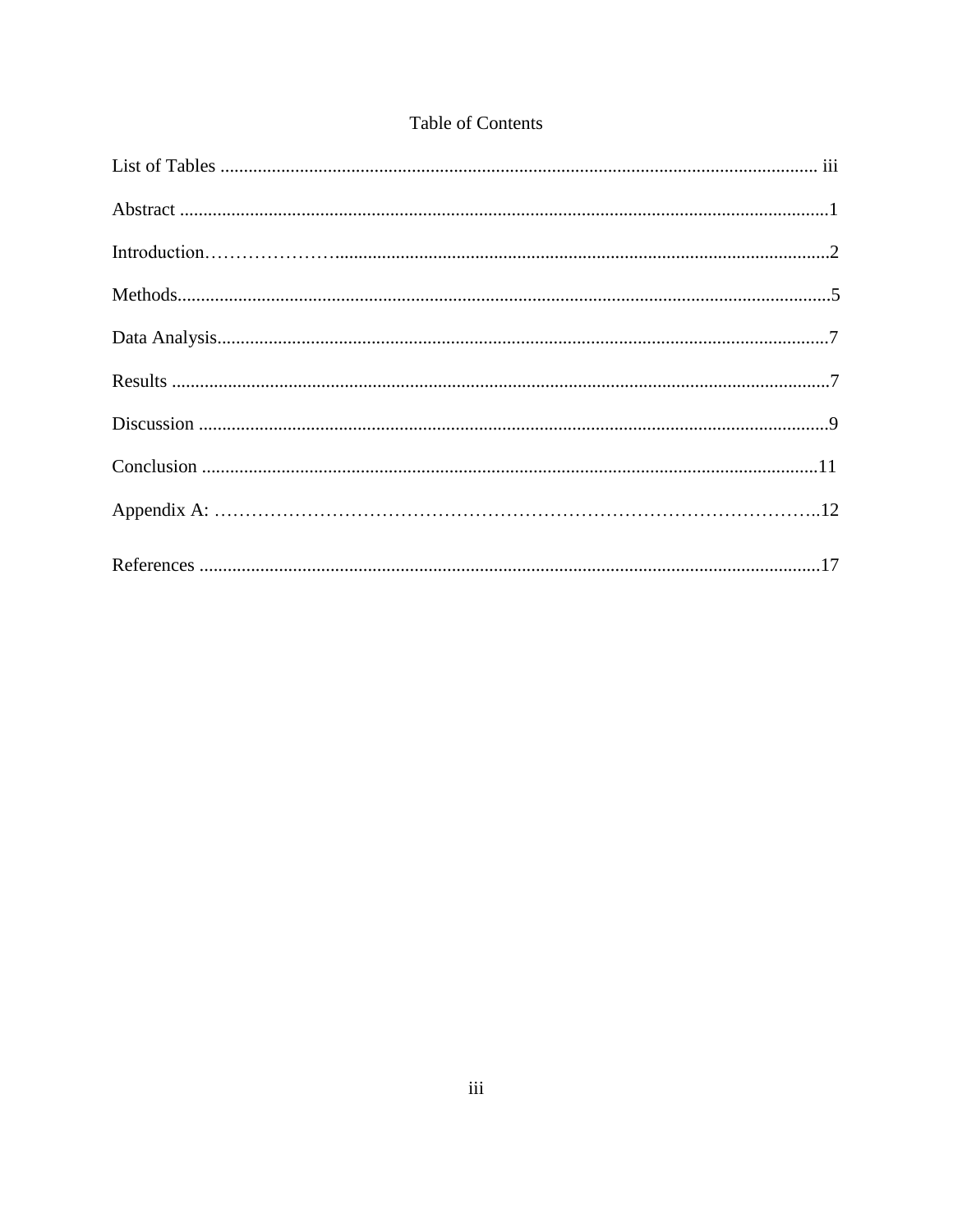# Table of Contents

List of Tables ............................................................................................................................... iii

Abstract ..........................................................................................................................................1

Introduction………………….......................................................................................................2

Methods...........................................................................................................................................5

Data Analysis..................................................................................................................................7

Results ............................................................................................................................................7

Discussion ......................................................................................................................................9

Conclusion ....................................................................................................................................11

Appendix A: ……………………………………………………………………………………..12

References ....................................................................................................................................17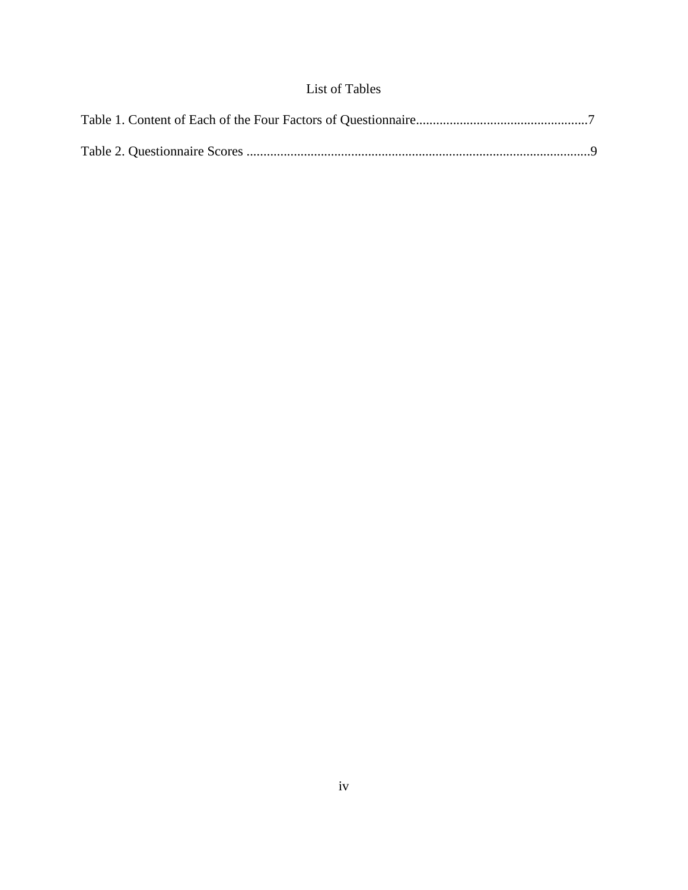# List of Tables

Table 1. Content of Each of the Four Factors of Questionnaire..................................................7

Table 2. Questionnaire Scores .....................................................................................................9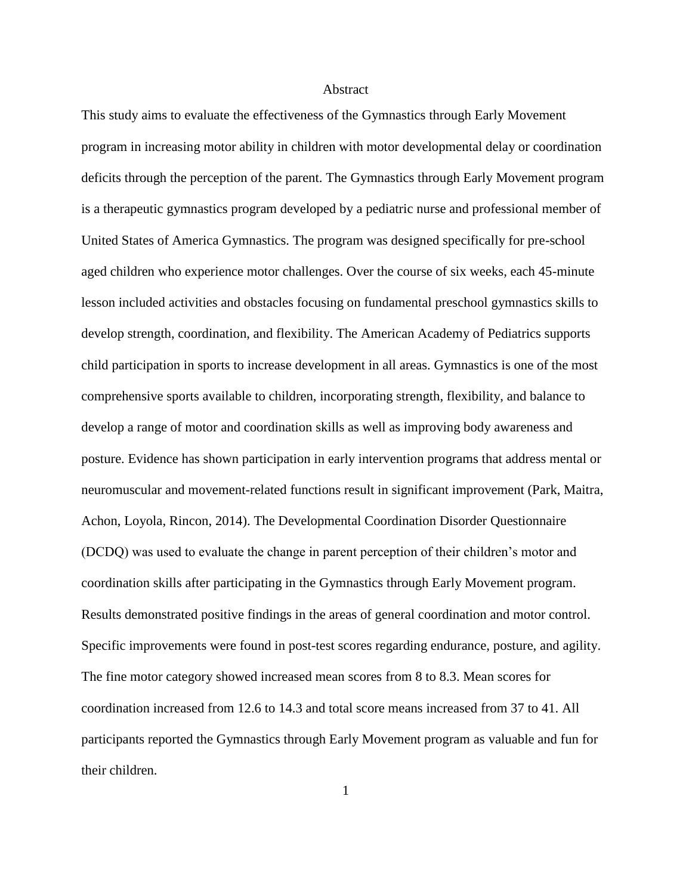# Abstract

This study aims to evaluate the effectiveness of the Gymnastics through Early Movement program in increasing motor ability in children with motor developmental delay or coordination deficits through the perception of the parent. The Gymnastics through Early Movement program is a therapeutic gymnastics program developed by a pediatric nurse and professional member of United States of America Gymnastics. The program was designed specifically for pre-school aged children who experience motor challenges. Over the course of six weeks, each 45-minute lesson included activities and obstacles focusing on fundamental preschool gymnastics skills to develop strength, coordination, and flexibility. The American Academy of Pediatrics supports child participation in sports to increase development in all areas. Gymnastics is one of the most comprehensive sports available to children, incorporating strength, flexibility, and balance to develop a range of motor and coordination skills as well as improving body awareness and posture. Evidence has shown participation in early intervention programs that address mental or neuromuscular and movement-related functions result in significant improvement (Park, Maitra, Achon, Loyola, Rincon, 2014). The Developmental Coordination Disorder Questionnaire (DCDQ) was used to evaluate the change in parent perception of their children's motor and coordination skills after participating in the Gymnastics through Early Movement program. Results demonstrated positive findings in the areas of general coordination and motor control. Specific improvements were found in post-test scores regarding endurance, posture, and agility. The fine motor category showed increased mean scores from 8 to 8.3. Mean scores for coordination increased from 12.6 to 14.3 and total score means increased from 37 to 41. All participants reported the Gymnastics through Early Movement program as valuable and fun for their children.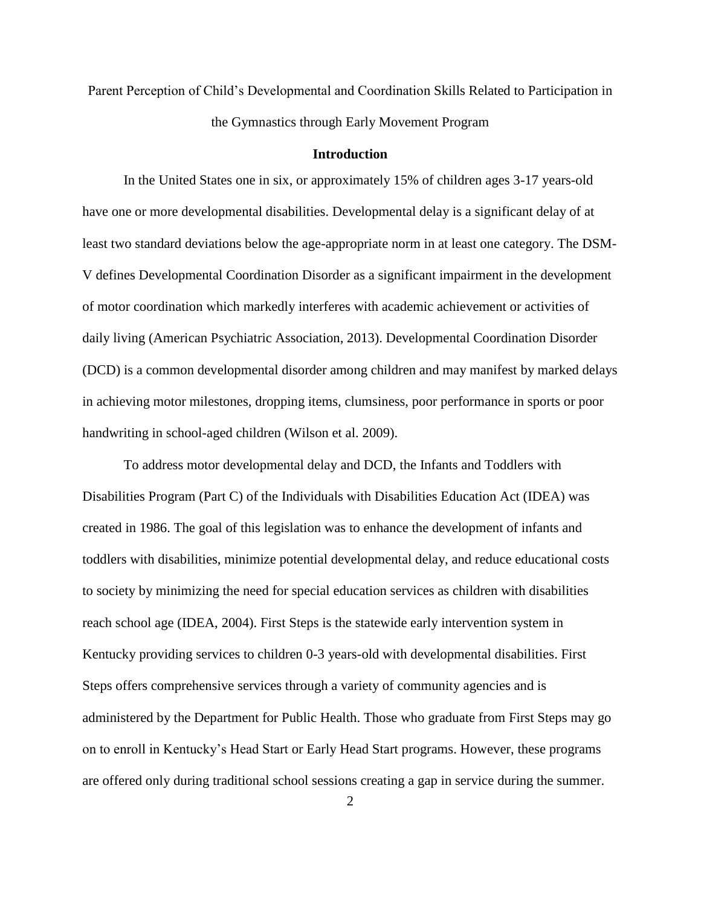# Parent Perception of Child's Developmental and Coordination Skills Related to Participation in the Gymnastics through Early Movement Program

## Introduction

In the United States one in six, or approximately 15% of children ages 3-17 years-old have one or more developmental disabilities. Developmental delay is a significant delay of at least two standard deviations below the age-appropriate norm in at least one category. The DSM-V defines Developmental Coordination Disorder as a significant impairment in the development of motor coordination which markedly interferes with academic achievement or activities of daily living (American Psychiatric Association, 2013). Developmental Coordination Disorder (DCD) is a common developmental disorder among children and may manifest by marked delays in achieving motor milestones, dropping items, clumsiness, poor performance in sports or poor handwriting in school-aged children (Wilson et al. 2009).

To address motor developmental delay and DCD, the Infants and Toddlers with Disabilities Program (Part C) of the Individuals with Disabilities Education Act (IDEA) was created in 1986. The goal of this legislation was to enhance the development of infants and toddlers with disabilities, minimize potential developmental delay, and reduce educational costs to society by minimizing the need for special education services as children with disabilities reach school age (IDEA, 2004). First Steps is the statewide early intervention system in Kentucky providing services to children 0-3 years-old with developmental disabilities. First Steps offers comprehensive services through a variety of community agencies and is administered by the Department for Public Health. Those who graduate from First Steps may go on to enroll in Kentucky's Head Start or Early Head Start programs. However, these programs are offered only during traditional school sessions creating a gap in service during the summer.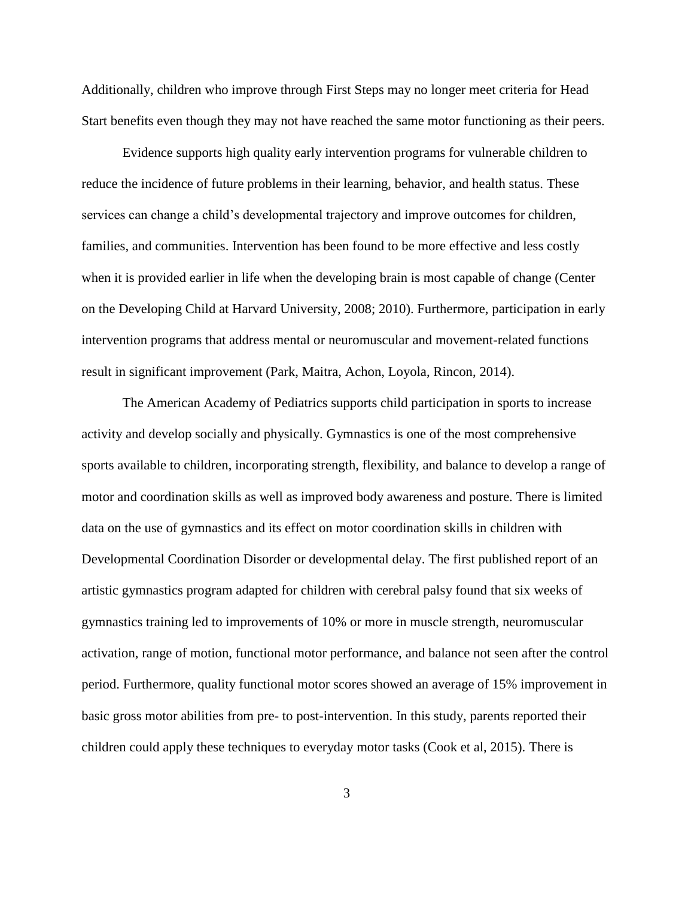Additionally, children who improve through First Steps may no longer meet criteria for Head Start benefits even though they may not have reached the same motor functioning as their peers.

Evidence supports high quality early intervention programs for vulnerable children to reduce the incidence of future problems in their learning, behavior, and health status. These services can change a child's developmental trajectory and improve outcomes for children, families, and communities. Intervention has been found to be more effective and less costly when it is provided earlier in life when the developing brain is most capable of change (Center on the Developing Child at Harvard University, 2008; 2010). Furthermore, participation in early intervention programs that address mental or neuromuscular and movement-related functions result in significant improvement (Park, Maitra, Achon, Loyola, Rincon, 2014).

The American Academy of Pediatrics supports child participation in sports to increase activity and develop socially and physically. Gymnastics is one of the most comprehensive sports available to children, incorporating strength, flexibility, and balance to develop a range of motor and coordination skills as well as improved body awareness and posture. There is limited data on the use of gymnastics and its effect on motor coordination skills in children with Developmental Coordination Disorder or developmental delay. The first published report of an artistic gymnastics program adapted for children with cerebral palsy found that six weeks of gymnastics training led to improvements of 10% or more in muscle strength, neuromuscular activation, range of motion, functional motor performance, and balance not seen after the control period. Furthermore, quality functional motor scores showed an average of 15% improvement in basic gross motor abilities from pre- to post-intervention. In this study, parents reported their children could apply these techniques to everyday motor tasks (Cook et al, 2015). There is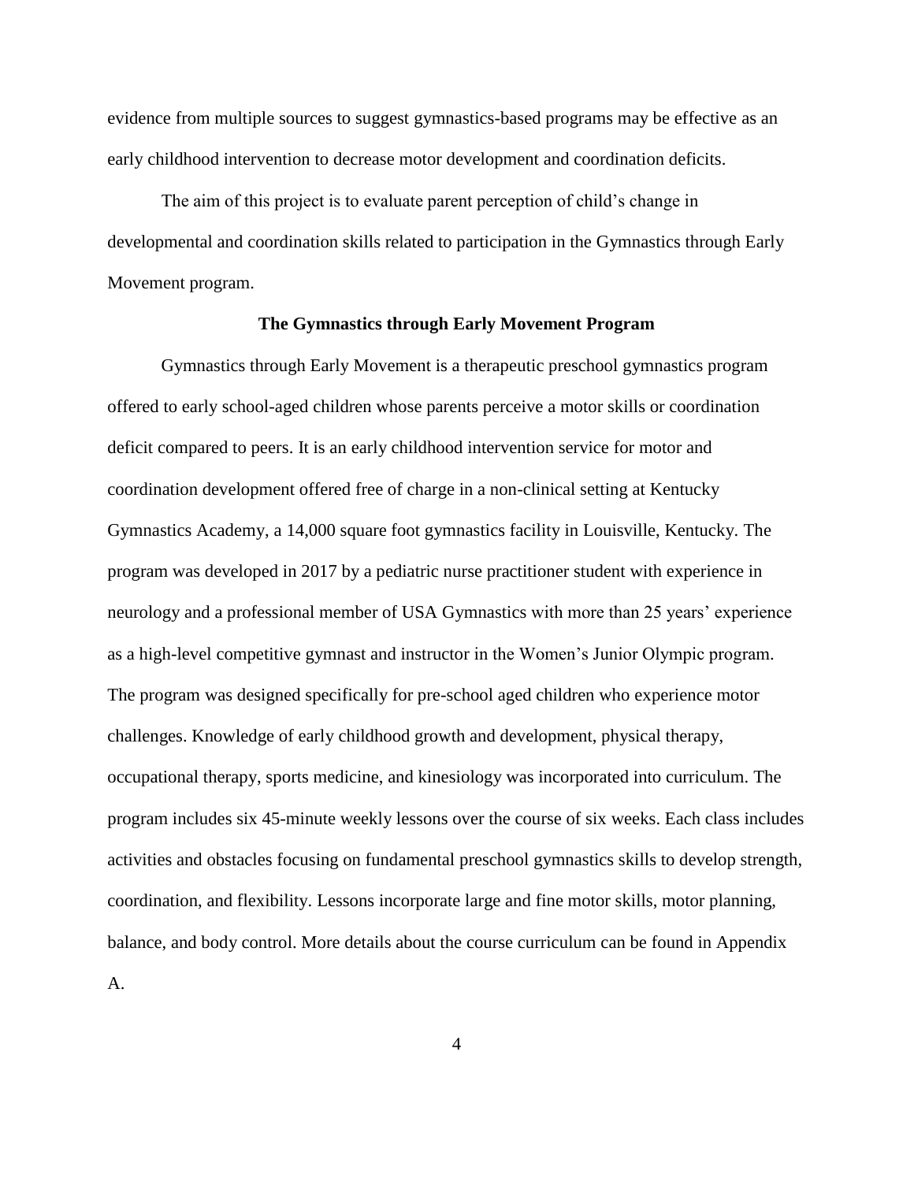evidence from multiple sources to suggest gymnastics-based programs may be effective as an early childhood intervention to decrease motor development and coordination deficits.

The aim of this project is to evaluate parent perception of child's change in developmental and coordination skills related to participation in the Gymnastics through Early Movement program.

## The Gymnastics through Early Movement Program

Gymnastics through Early Movement is a therapeutic preschool gymnastics program offered to early school-aged children whose parents perceive a motor skills or coordination deficit compared to peers. It is an early childhood intervention service for motor and coordination development offered free of charge in a non-clinical setting at Kentucky Gymnastics Academy, a 14,000 square foot gymnastics facility in Louisville, Kentucky. The program was developed in 2017 by a pediatric nurse practitioner student with experience in neurology and a professional member of USA Gymnastics with more than 25 years' experience as a high-level competitive gymnast and instructor in the Women's Junior Olympic program. The program was designed specifically for pre-school aged children who experience motor challenges. Knowledge of early childhood growth and development, physical therapy, occupational therapy, sports medicine, and kinesiology was incorporated into curriculum. The program includes six 45-minute weekly lessons over the course of six weeks. Each class includes activities and obstacles focusing on fundamental preschool gymnastics skills to develop strength, coordination, and flexibility. Lessons incorporate large and fine motor skills, motor planning, balance, and body control. More details about the course curriculum can be found in Appendix A.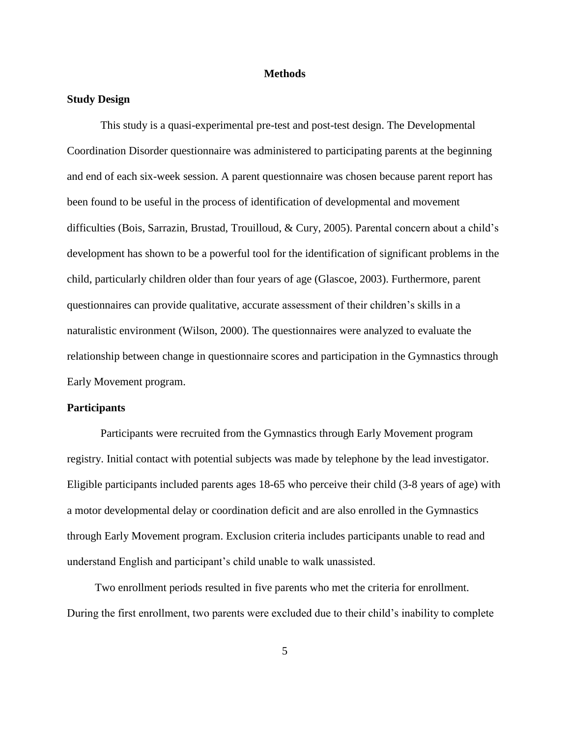# Methods

## Study Design

This study is a quasi-experimental pre-test and post-test design. The Developmental Coordination Disorder questionnaire was administered to participating parents at the beginning and end of each six-week session. A parent questionnaire was chosen because parent report has been found to be useful in the process of identification of developmental and movement difficulties (Bois, Sarrazin, Brustad, Trouilloud, & Cury, 2005). Parental concern about a child's development has shown to be a powerful tool for the identification of significant problems in the child, particularly children older than four years of age (Glascoe, 2003). Furthermore, parent questionnaires can provide qualitative, accurate assessment of their children's skills in a naturalistic environment (Wilson, 2000). The questionnaires were analyzed to evaluate the relationship between change in questionnaire scores and participation in the Gymnastics through Early Movement program.

## Participants

Participants were recruited from the Gymnastics through Early Movement program registry. Initial contact with potential subjects was made by telephone by the lead investigator. Eligible participants included parents ages 18-65 who perceive their child (3-8 years of age) with a motor developmental delay or coordination deficit and are also enrolled in the Gymnastics through Early Movement program. Exclusion criteria includes participants unable to read and understand English and participant's child unable to walk unassisted.

Two enrollment periods resulted in five parents who met the criteria for enrollment. During the first enrollment, two parents were excluded due to their child's inability to complete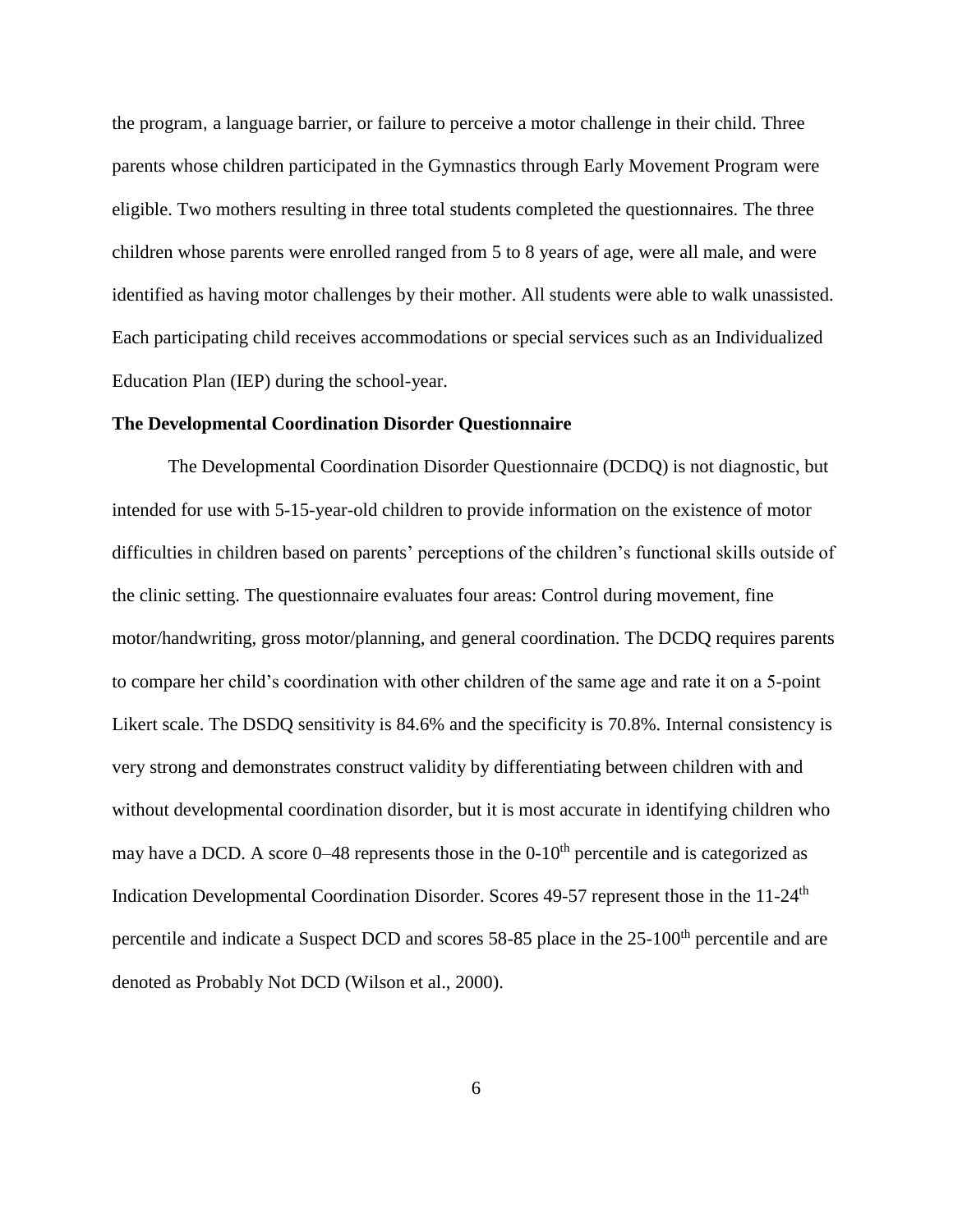the program, a language barrier, or failure to perceive a motor challenge in their child. Three parents whose children participated in the Gymnastics through Early Movement Program were eligible. Two mothers resulting in three total students completed the questionnaires. The three children whose parents were enrolled ranged from 5 to 8 years of age, were all male, and were identified as having motor challenges by their mother. All students were able to walk unassisted. Each participating child receives accommodations or special services such as an Individualized Education Plan (IEP) during the school-year.

**The Developmental Coordination Disorder Questionnaire**

The Developmental Coordination Disorder Questionnaire (DCDQ) is not diagnostic, but intended for use with 5-15-year-old children to provide information on the existence of motor difficulties in children based on parents' perceptions of the children's functional skills outside of the clinic setting. The questionnaire evaluates four areas: Control during movement, fine motor/handwriting, gross motor/planning, and general coordination. The DCDQ requires parents to compare her child's coordination with other children of the same age and rate it on a 5-point Likert scale. The DSDQ sensitivity is 84.6% and the specificity is 70.8%. Internal consistency is very strong and demonstrates construct validity by differentiating between children with and without developmental coordination disorder, but it is most accurate in identifying children who may have a DCD. A score 0–48 represents those in the 0-10$^{th}$ percentile and is categorized as Indication Developmental Coordination Disorder. Scores 49-57 represent those in the 11-24$^{th}$ percentile and indicate a Suspect DCD and scores 58-85 place in the 25-100$^{th}$ percentile and are denoted as Probably Not DCD (Wilson et al., 2000).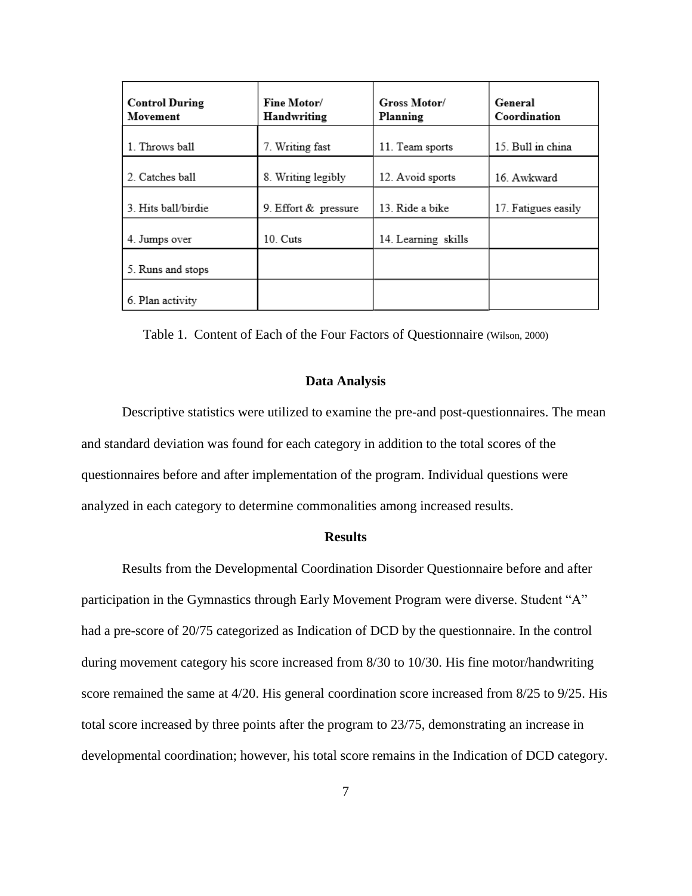| Control During Movement | Fine Motor/ Handwriting | Gross Motor/ Planning | General Coordination |
| --- | --- | --- | --- |
| 1. Throws ball | 7. Writing fast | 11. Team sports | 15. Bull in china |
| 2. Catches ball | 8. Writing legibly | 12. Avoid sports | 16. Awkward |
| 3. Hits ball/birdie | 9. Effort & pressure | 13. Ride a bike | 17. Fatigues easily |
| 4. Jumps over | 10. Cuts | 14. Learning skills | |
| 5. Runs and stops | | | |
| 6. Plan activity | | | |

Table 1. Content of Each of the Four Factors of Questionnaire (Wilson, 2000)

## Data Analysis

Descriptive statistics were utilized to examine the pre-and post-questionnaires. The mean and standard deviation was found for each category in addition to the total scores of the questionnaires before and after implementation of the program. Individual questions were analyzed in each category to determine commonalities among increased results.

## Results

Results from the Developmental Coordination Disorder Questionnaire before and after participation in the Gymnastics through Early Movement Program were diverse. Student "A" had a pre-score of 20/75 categorized as Indication of DCD by the questionnaire. In the control during movement category his score increased from 8/30 to 10/30. His fine motor/handwriting score remained the same at 4/20. His general coordination score increased from 8/25 to 9/25. His total score increased by three points after the program to 23/75, demonstrating an increase in developmental coordination; however, his total score remains in the Indication of DCD category.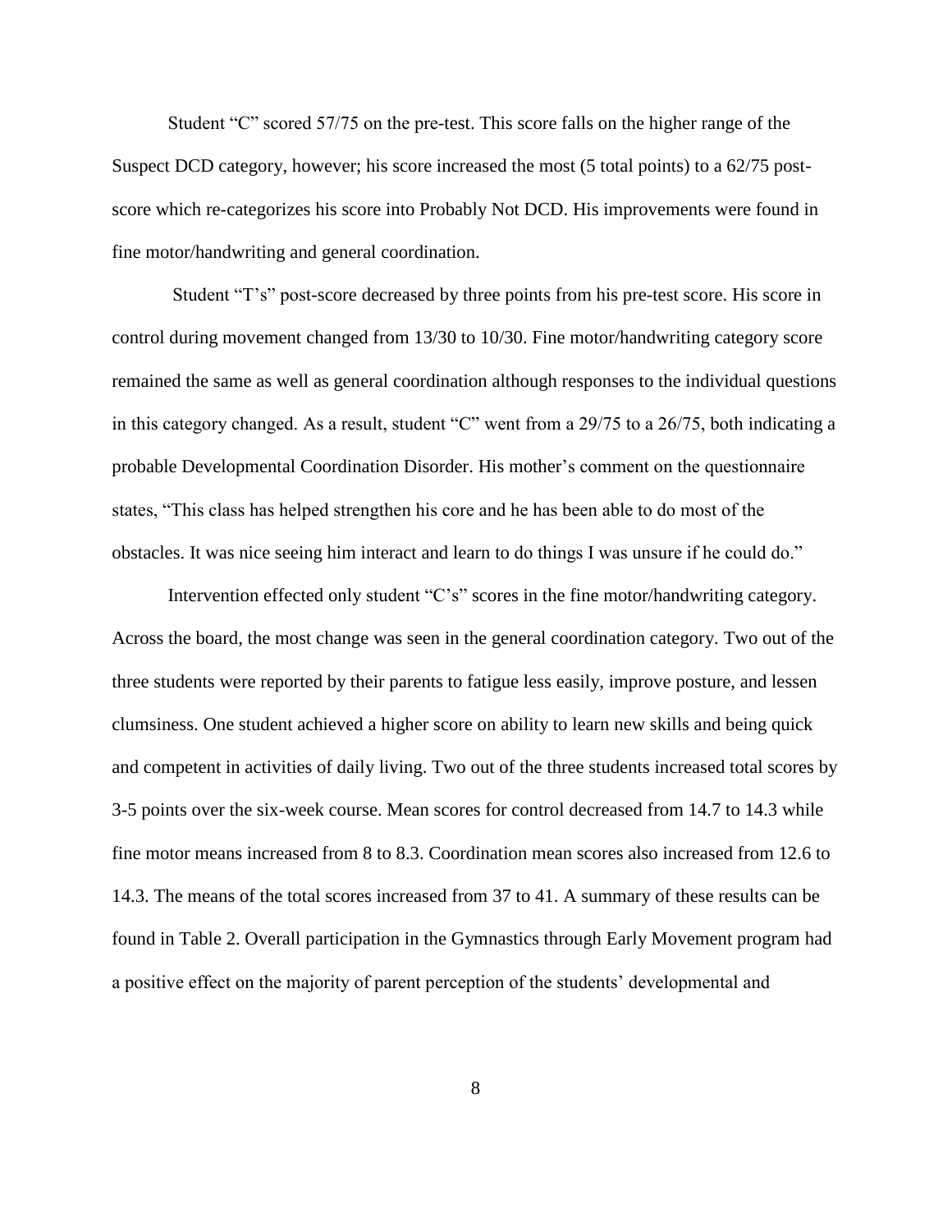Student “C” scored 57/75 on the pre-test. This score falls on the higher range of the Suspect DCD category, however; his score increased the most (5 total points) to a 62/75 post-score which re-categorizes his score into Probably Not DCD. His improvements were found in fine motor/handwriting and general coordination.

Student “T’s” post-score decreased by three points from his pre-test score. His score in control during movement changed from 13/30 to 10/30. Fine motor/handwriting category score remained the same as well as general coordination although responses to the individual questions in this category changed. As a result, student “C” went from a 29/75 to a 26/75, both indicating a probable Developmental Coordination Disorder. His mother’s comment on the questionnaire states, “This class has helped strengthen his core and he has been able to do most of the obstacles. It was nice seeing him interact and learn to do things I was unsure if he could do.”

Intervention effected only student “C’s” scores in the fine motor/handwriting category. Across the board, the most change was seen in the general coordination category. Two out of the three students were reported by their parents to fatigue less easily, improve posture, and lessen clumsiness. One student achieved a higher score on ability to learn new skills and being quick and competent in activities of daily living. Two out of the three students increased total scores by 3-5 points over the six-week course. Mean scores for control decreased from 14.7 to 14.3 while fine motor means increased from 8 to 8.3. Coordination mean scores also increased from 12.6 to 14.3. The means of the total scores increased from 37 to 41. A summary of these results can be found in Table 2. Overall participation in the Gymnastics through Early Movement program had a positive effect on the majority of parent perception of the students’ developmental and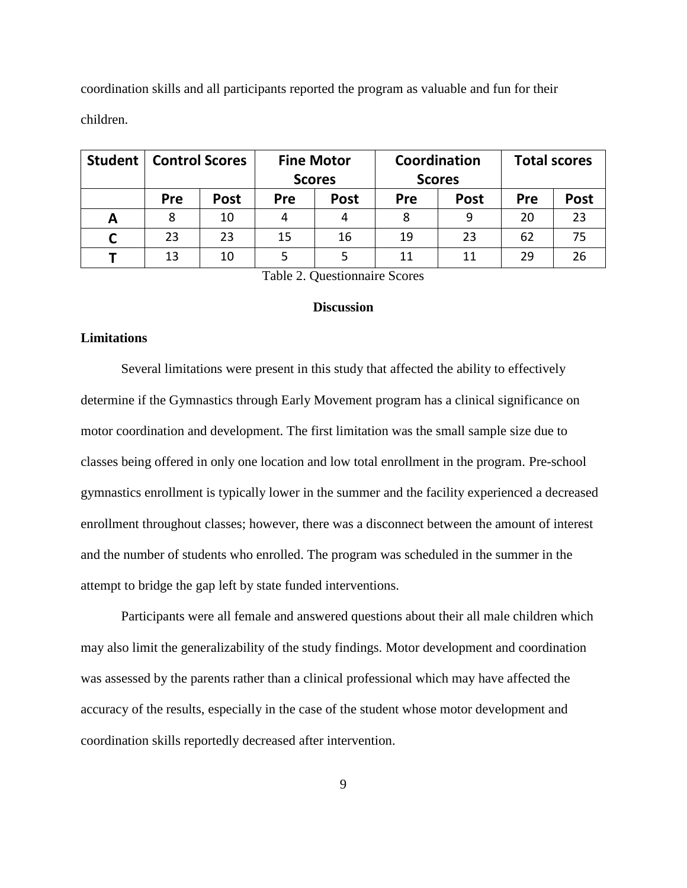coordination skills and all participants reported the program as valuable and fun for their children.

| Student | Control Scores | | Fine Motor Scores | | Coordination Scores | | Total scores | |
|---|---|---|---|---|---|---|---|---|
| | Pre | Post | Pre | Post | Pre | Post | Pre | Post |
| A | 8 | 10 | 4 | 4 | 8 | 9 | 20 | 23 |
| C | 23 | 23 | 15 | 16 | 19 | 23 | 62 | 75 |
| T | 13 | 10 | 5 | 5 | 11 | 11 | 29 | 26 |

Table 2. Questionnaire Scores

## Discussion

### Limitations

Several limitations were present in this study that affected the ability to effectively determine if the Gymnastics through Early Movement program has a clinical significance on motor coordination and development. The first limitation was the small sample size due to classes being offered in only one location and low total enrollment in the program. Pre-school gymnastics enrollment is typically lower in the summer and the facility experienced a decreased enrollment throughout classes; however, there was a disconnect between the amount of interest and the number of students who enrolled. The program was scheduled in the summer in the attempt to bridge the gap left by state funded interventions.

Participants were all female and answered questions about their all male children which may also limit the generalizability of the study findings. Motor development and coordination was assessed by the parents rather than a clinical professional which may have affected the accuracy of the results, especially in the case of the student whose motor development and coordination skills reportedly decreased after intervention.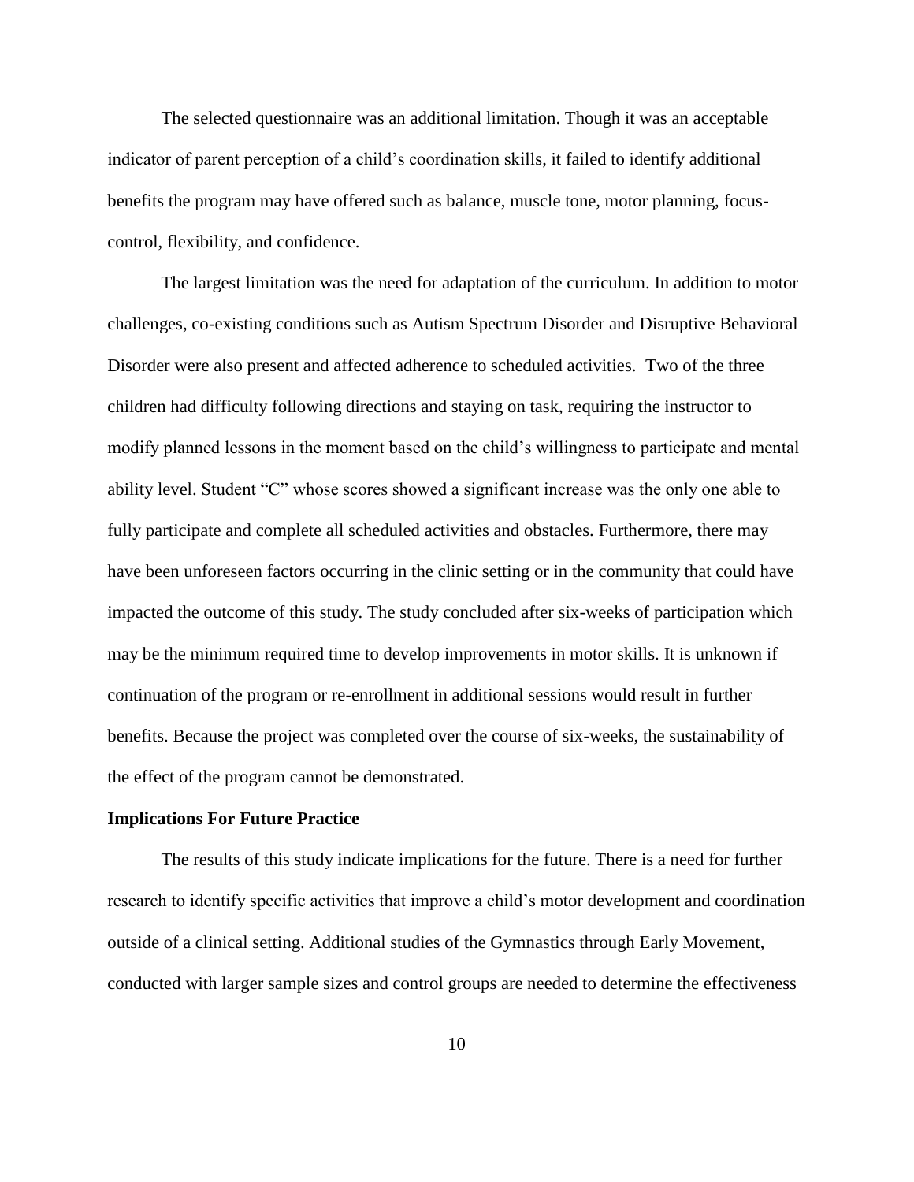The selected questionnaire was an additional limitation. Though it was an acceptable indicator of parent perception of a child's coordination skills, it failed to identify additional benefits the program may have offered such as balance, muscle tone, motor planning, focus-control, flexibility, and confidence.

The largest limitation was the need for adaptation of the curriculum. In addition to motor challenges, co-existing conditions such as Autism Spectrum Disorder and Disruptive Behavioral Disorder were also present and affected adherence to scheduled activities.  Two of the three children had difficulty following directions and staying on task, requiring the instructor to modify planned lessons in the moment based on the child's willingness to participate and mental ability level. Student "C" whose scores showed a significant increase was the only one able to fully participate and complete all scheduled activities and obstacles. Furthermore, there may have been unforeseen factors occurring in the clinic setting or in the community that could have impacted the outcome of this study. The study concluded after six-weeks of participation which may be the minimum required time to develop improvements in motor skills. It is unknown if continuation of the program or re-enrollment in additional sessions would result in further benefits. Because the project was completed over the course of six-weeks, the sustainability of the effect of the program cannot be demonstrated.

**Implications For Future Practice**

The results of this study indicate implications for the future. There is a need for further research to identify specific activities that improve a child's motor development and coordination outside of a clinical setting. Additional studies of the Gymnastics through Early Movement, conducted with larger sample sizes and control groups are needed to determine the effectiveness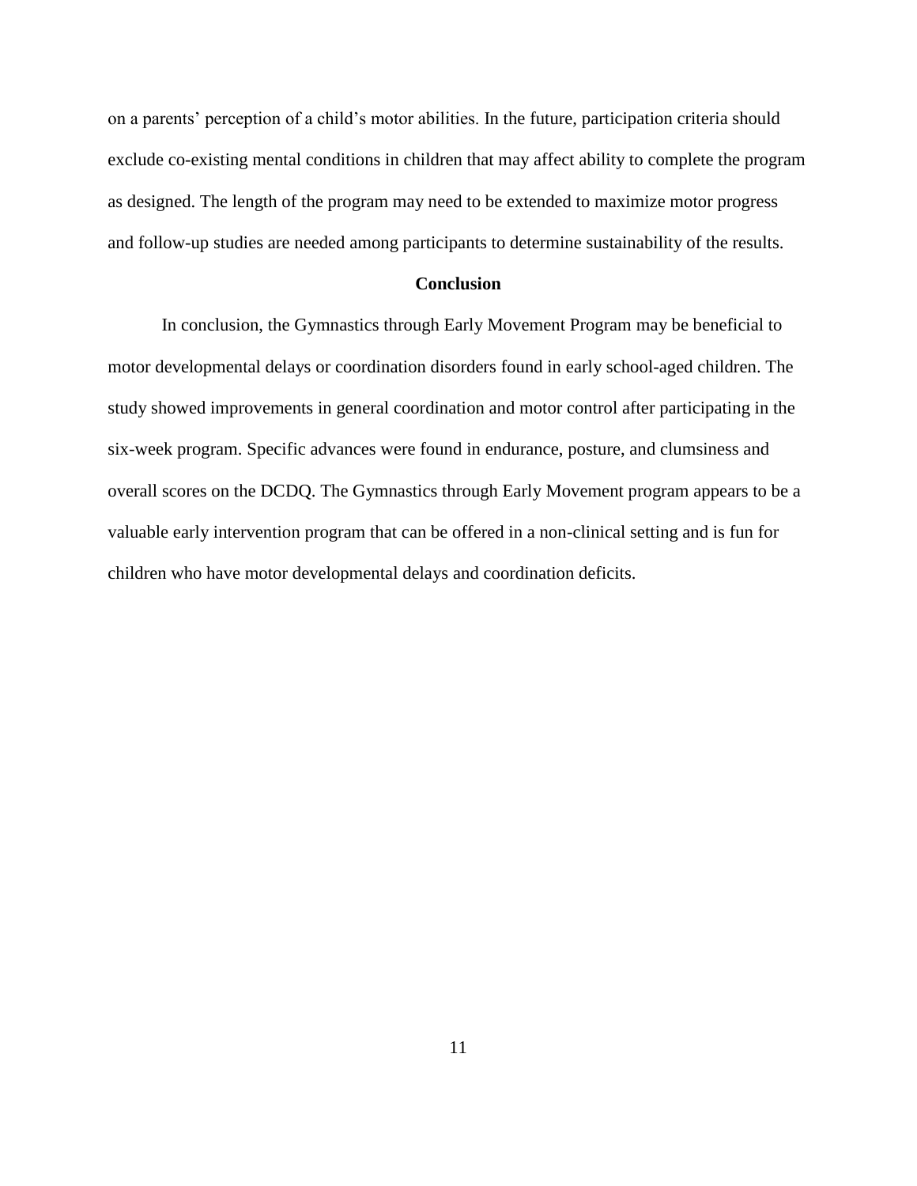on a parents' perception of a child's motor abilities. In the future, participation criteria should exclude co-existing mental conditions in children that may affect ability to complete the program as designed. The length of the program may need to be extended to maximize motor progress and follow-up studies are needed among participants to determine sustainability of the results.

## Conclusion

In conclusion, the Gymnastics through Early Movement Program may be beneficial to motor developmental delays or coordination disorders found in early school-aged children. The study showed improvements in general coordination and motor control after participating in the six-week program. Specific advances were found in endurance, posture, and clumsiness and overall scores on the DCDQ. The Gymnastics through Early Movement program appears to be a valuable early intervention program that can be offered in a non-clinical setting and is fun for children who have motor developmental delays and coordination deficits.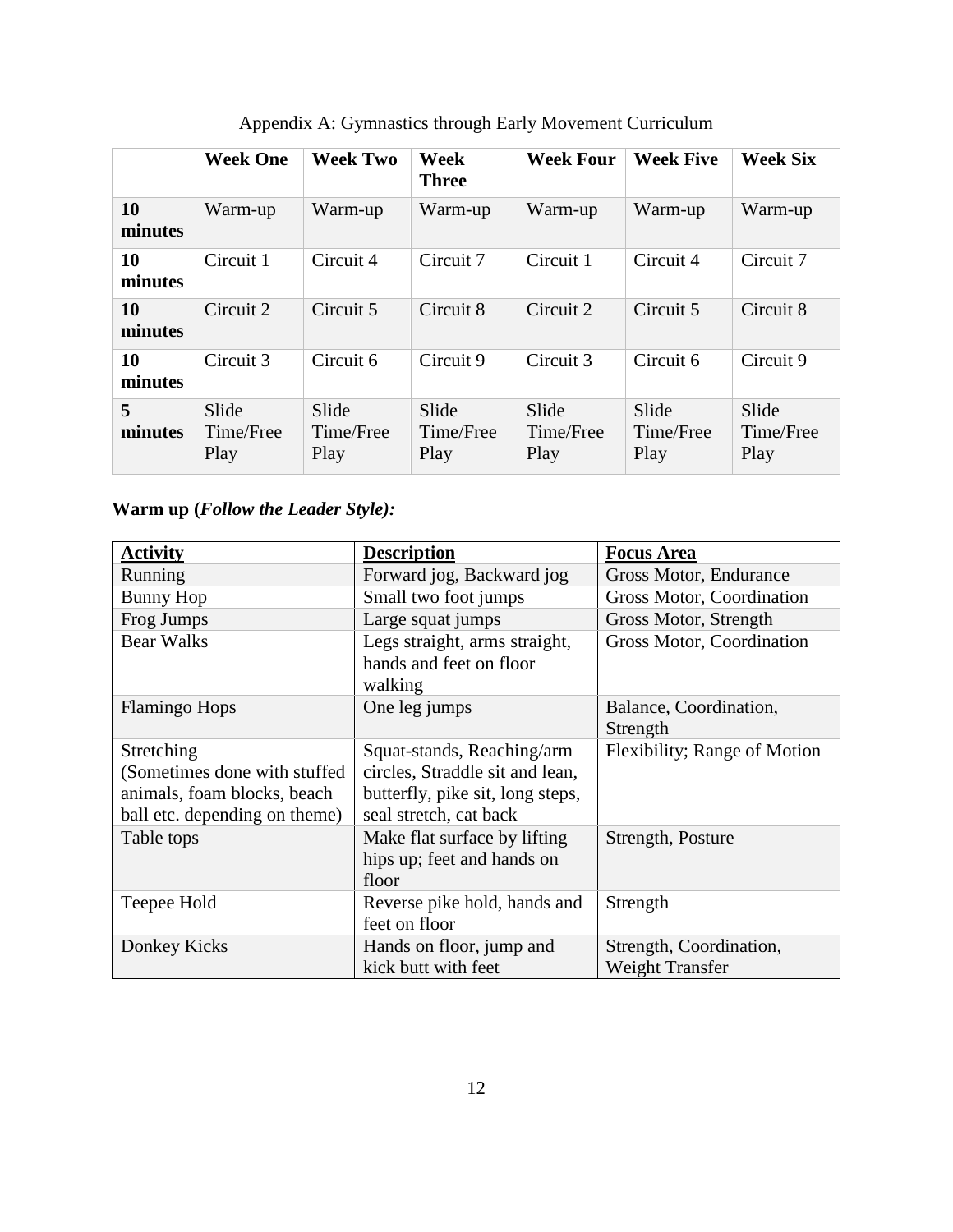Appendix A: Gymnastics through Early Movement Curriculum

| | **Week One** | **Week Two** | **Week Three** | **Week Four** | **Week Five** | **Week Six** |
|---|---|---|---|---|---|---|
| **10 minutes** | Warm-up | Warm-up | Warm-up | Warm-up | Warm-up | Warm-up |
| **10 minutes** | Circuit 1 | Circuit 4 | Circuit 7 | Circuit 1 | Circuit 4 | Circuit 7 |
| **10 minutes** | Circuit 2 | Circuit 5 | Circuit 8 | Circuit 2 | Circuit 5 | Circuit 8 |
| **10 minutes** | Circuit 3 | Circuit 6 | Circuit 9 | Circuit 3 | Circuit 6 | Circuit 9 |
| **5 minutes** | Slide Time/Free Play | Slide Time/Free Play | Slide Time/Free Play | Slide Time/Free Play | Slide Time/Free Play | Slide Time/Free Play |

**Warm up (*Follow the Leader Style*):**

| **Activity** | **Description** | **Focus Area** |
|---|---|---|
| Running | Forward jog, Backward jog | Gross Motor, Endurance |
| Bunny Hop | Small two foot jumps | Gross Motor, Coordination |
| Frog Jumps | Large squat jumps | Gross Motor, Strength |
| Bear Walks | Legs straight, arms straight, hands and feet on floor walking | Gross Motor, Coordination |
| Flamingo Hops | One leg jumps | Balance, Coordination, Strength |
| Stretching (Sometimes done with stuffed animals, foam blocks, beach ball etc. depending on theme) | Squat-stands, Reaching/arm circles, Straddle sit and lean, butterfly, pike sit, long steps, seal stretch, cat back | Flexibility; Range of Motion |
| Table tops | Make flat surface by lifting hips up; feet and hands on floor | Strength, Posture |
| Teepee Hold | Reverse pike hold, hands and feet on floor | Strength |
| Donkey Kicks | Hands on floor, jump and kick butt with feet | Strength, Coordination, Weight Transfer |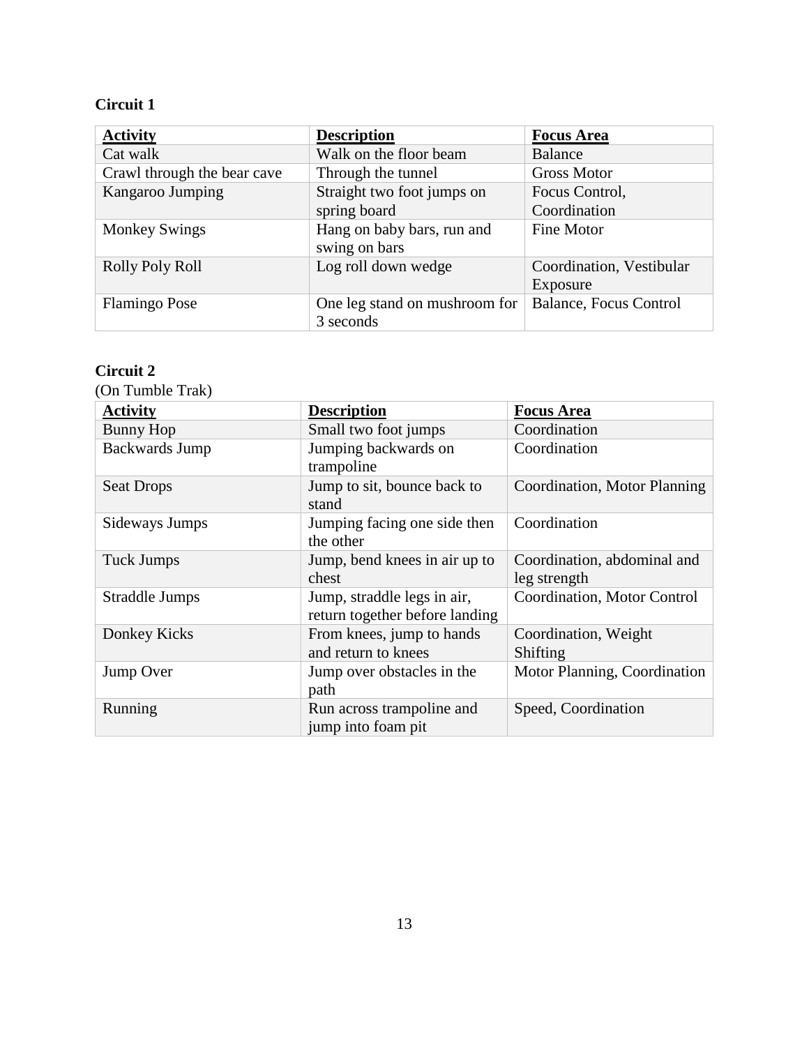**Circuit 1**

| Activity | Description | Focus Area |
| --- | --- | --- |
| Cat walk | Walk on the floor beam | Balance |
| Crawl through the bear cave | Through the tunnel | Gross Motor |
| Kangaroo Jumping | Straight two foot jumps on spring board | Focus Control, Coordination |
| Monkey Swings | Hang on baby bars, run and swing on bars | Fine Motor |
| Rolly Poly Roll | Log roll down wedge | Coordination, Vestibular Exposure |
| Flamingo Pose | One leg stand on mushroom for 3 seconds | Balance, Focus Control |

**Circuit 2**

(On Tumble Trak)

| Activity | Description | Focus Area |
| --- | --- | --- |
| Bunny Hop | Small two foot jumps | Coordination |
| Backwards Jump | Jumping backwards on trampoline | Coordination |
| Seat Drops | Jump to sit, bounce back to stand | Coordination, Motor Planning |
| Sideways Jumps | Jumping facing one side then the other | Coordination |
| Tuck Jumps | Jump, bend knees in air up to chest | Coordination, abdominal and leg strength |
| Straddle Jumps | Jump, straddle legs in air, return together before landing | Coordination, Motor Control |
| Donkey Kicks | From knees, jump to hands and return to knees | Coordination, Weight Shifting |
| Jump Over | Jump over obstacles in the path | Motor Planning, Coordination |
| Running | Run across trampoline and jump into foam pit | Speed, Coordination |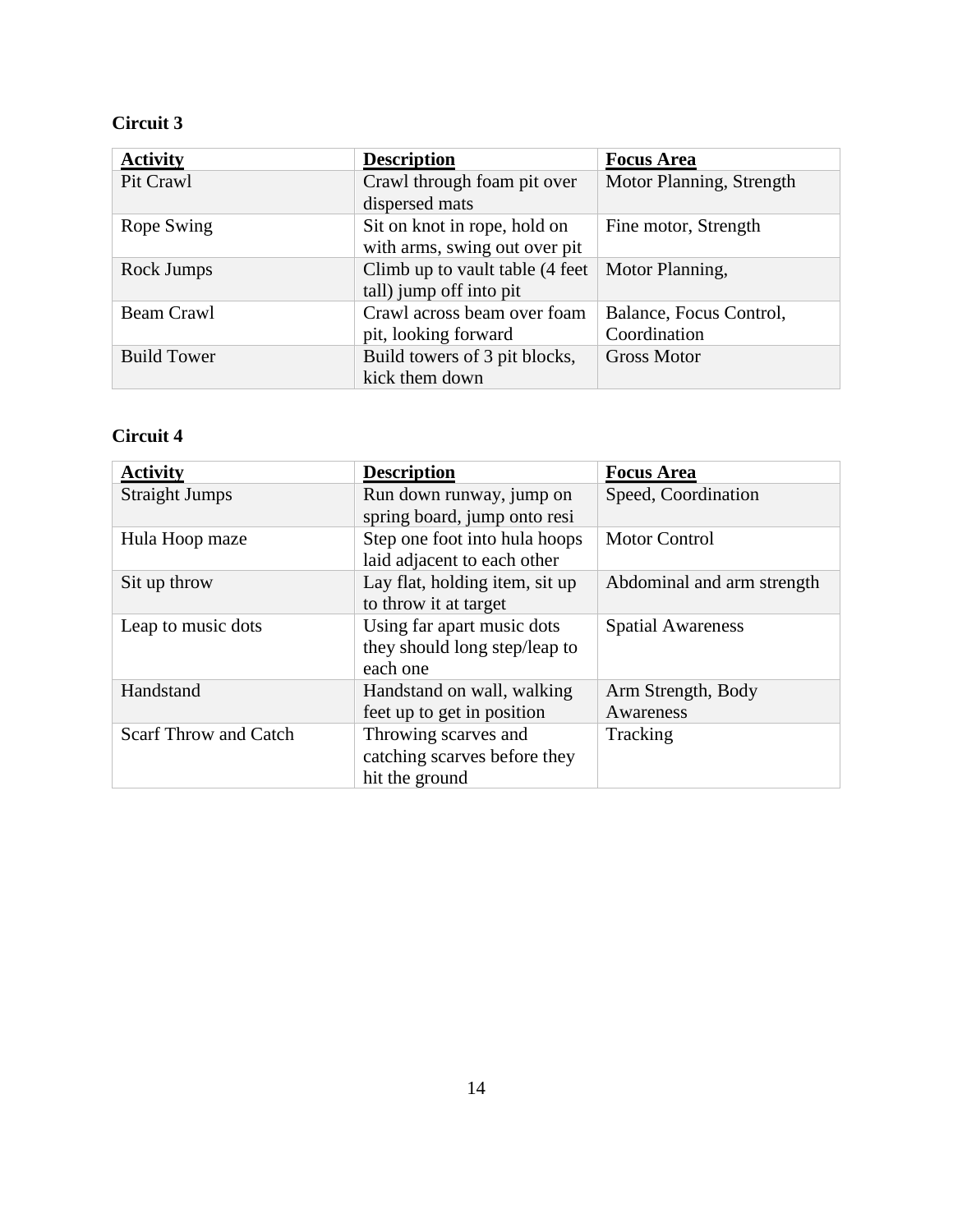**Circuit 3**

| Activity | Description | Focus Area |
|---|---|---|
| Pit Crawl | Crawl through foam pit over dispersed mats | Motor Planning, Strength |
| Rope Swing | Sit on knot in rope, hold on with arms, swing out over pit | Fine motor, Strength |
| Rock Jumps | Climb up to vault table (4 feet tall) jump off into pit | Motor Planning, |
| Beam Crawl | Crawl across beam over foam pit, looking forward | Balance, Focus Control, Coordination |
| Build Tower | Build towers of 3 pit blocks, kick them down | Gross Motor |

**Circuit 4**

| Activity | Description | Focus Area |
|---|---|---|
| Straight Jumps | Run down runway, jump on spring board, jump onto resi | Speed, Coordination |
| Hula Hoop maze | Step one foot into hula hoops laid adjacent to each other | Motor Control |
| Sit up throw | Lay flat, holding item, sit up to throw it at target | Abdominal and arm strength |
| Leap to music dots | Using far apart music dots they should long step/leap to each one | Spatial Awareness |
| Handstand | Handstand on wall, walking feet up to get in position | Arm Strength, Body Awareness |
| Scarf Throw and Catch | Throwing scarves and catching scarves before they hit the ground | Tracking |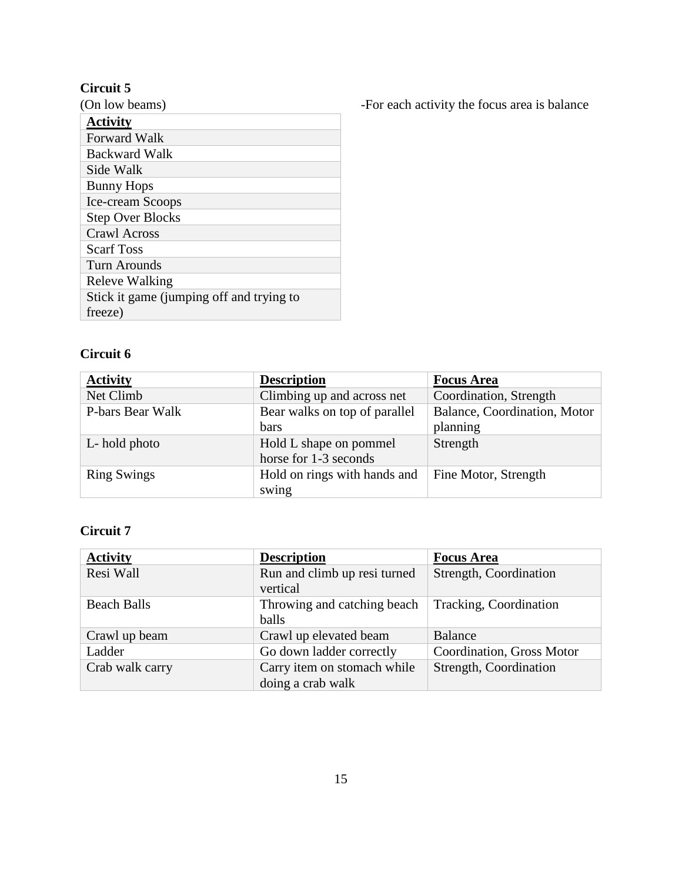**Circuit 5**

(On low beams)

-For each activity the focus area is balance

| **Activity** |
| --- |
| Forward Walk |
| Backward Walk |
| Side Walk |
| Bunny Hops |
| Ice-cream Scoops |
| Step Over Blocks |
| Crawl Across |
| Scarf Toss |
| Turn Arounds |
| Releve Walking |
| Stick it game (jumping off and trying to freeze) |

**Circuit 6**

| **Activity** | **Description** | **Focus Area** |
| --- | --- | --- |
| Net Climb | Climbing up and across net | Coordination, Strength |
| P-bars Bear Walk | Bear walks on top of parallel bars | Balance, Coordination, Motor planning |
| L- hold photo | Hold L shape on pommel horse for 1-3 seconds | Strength |
| Ring Swings | Hold on rings with hands and swing | Fine Motor, Strength |

**Circuit 7**

| **Activity** | **Description** | **Focus Area** |
| --- | --- | --- |
| Resi Wall | Run and climb up resi turned vertical | Strength, Coordination |
| Beach Balls | Throwing and catching beach balls | Tracking, Coordination |
| Crawl up beam | Crawl up elevated beam | Balance |
| Ladder | Go down ladder correctly | Coordination, Gross Motor |
| Crab walk carry | Carry item on stomach while doing a crab walk | Strength, Coordination |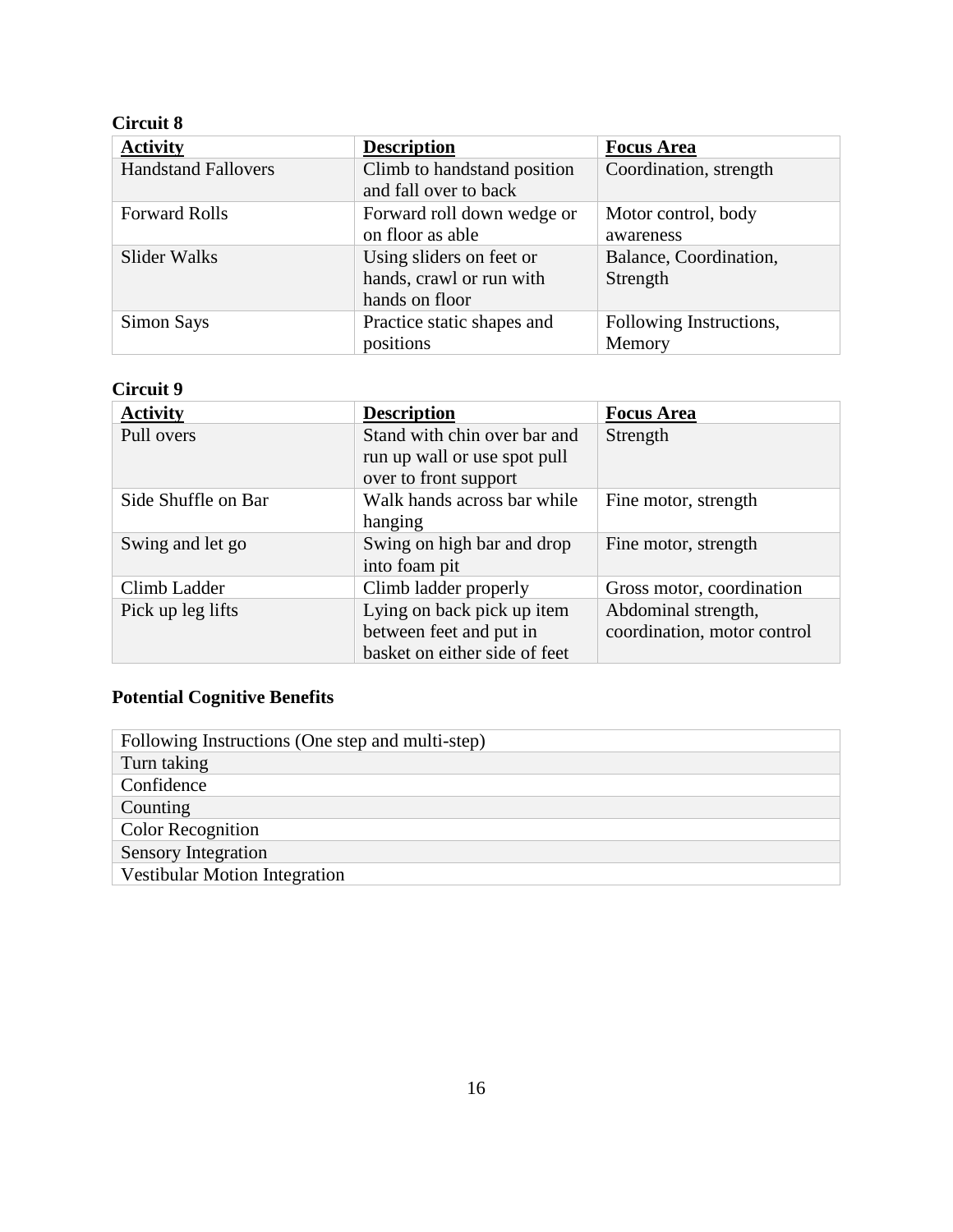**Circuit 8**

| **Activity** | **Description** | **Focus Area** |
|---|---|---|
| Handstand Fallovers | Climb to handstand position and fall over to back | Coordination, strength |
| Forward Rolls | Forward roll down wedge or on floor as able | Motor control, body awareness |
| Slider Walks | Using sliders on feet or hands, crawl or run with hands on floor | Balance, Coordination, Strength |
| Simon Says | Practice static shapes and positions | Following Instructions, Memory |

**Circuit 9**

| **Activity** | **Description** | **Focus Area** |
|---|---|---|
| Pull overs | Stand with chin over bar and run up wall or use spot pull over to front support | Strength |
| Side Shuffle on Bar | Walk hands across bar while hanging | Fine motor, strength |
| Swing and let go | Swing on high bar and drop into foam pit | Fine motor, strength |
| Climb Ladder | Climb ladder properly | Gross motor, coordination |
| Pick up leg lifts | Lying on back pick up item between feet and put in basket on either side of feet | Abdominal strength, coordination, motor control |

**Potential Cognitive Benefits**

| Following Instructions (One step and multi-step) |
|---|
| Turn taking |
| Confidence |
| Counting |
| Color Recognition |
| Sensory Integration |
| Vestibular Motion Integration |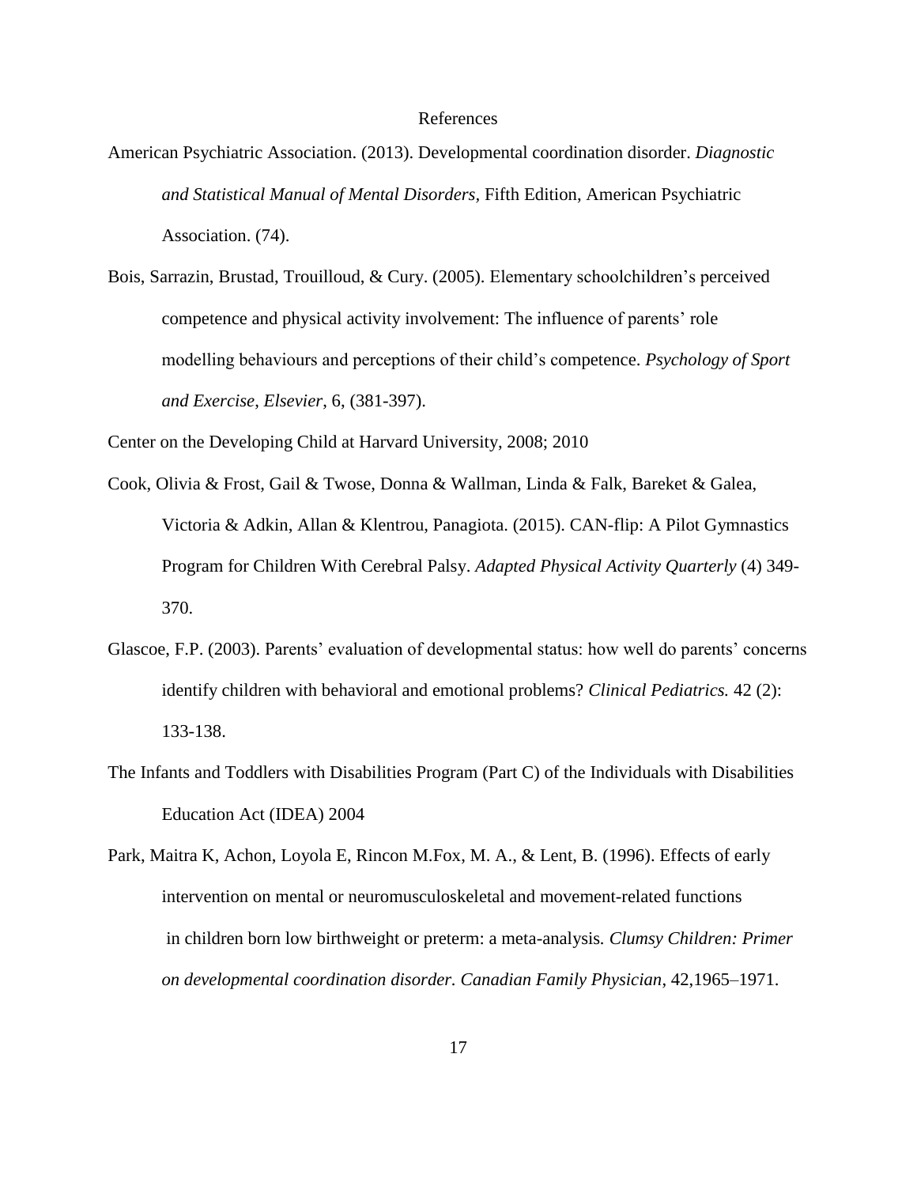# References

American Psychiatric Association. (2013). Developmental coordination disorder. *Diagnostic and Statistical Manual of Mental Disorders,* Fifth Edition, American Psychiatric Association. (74).

Bois, Sarrazin, Brustad, Trouilloud, & Cury. (2005). Elementary schoolchildren's perceived competence and physical activity involvement: The influence of parents' role modelling behaviours and perceptions of their child's competence. *Psychology of Sport and Exercise*, *Elsevier*, 6, (381-397).

Center on the Developing Child at Harvard University, 2008; 2010

Cook, Olivia & Frost, Gail & Twose, Donna & Wallman, Linda & Falk, Bareket & Galea, Victoria & Adkin, Allan & Klentrou, Panagiota. (2015). CAN-flip: A Pilot Gymnastics Program for Children With Cerebral Palsy. *Adapted Physical Activity Quarterly* (4) 349-370.

Glascoe, F.P. (2003). Parents' evaluation of developmental status: how well do parents' concerns identify children with behavioral and emotional problems? *Clinical Pediatrics.* 42 (2): 133-138.

The Infants and Toddlers with Disabilities Program (Part C) of the Individuals with Disabilities Education Act (IDEA) 2004

Park, Maitra K, Achon, Loyola E, Rincon M.Fox, M. A., & Lent, B. (1996). Effects of early intervention on mental or neuromusculoskeletal and movement-related functions in children born low birthweight or preterm: a meta-analysis. *Clumsy Children: Primer on developmental coordination disorder. Canadian Family Physician*, 42,1965–1971.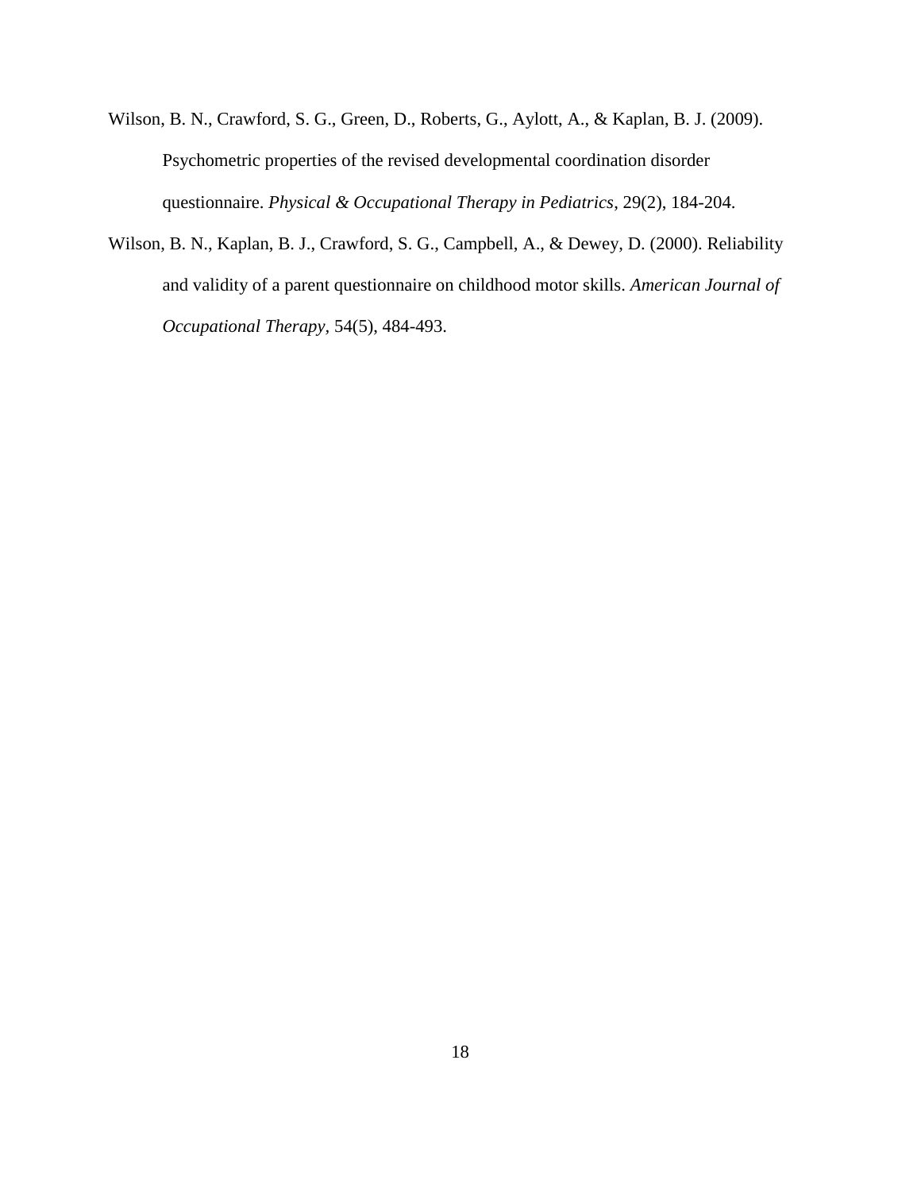Wilson, B. N., Crawford, S. G., Green, D., Roberts, G., Aylott, A., & Kaplan, B. J. (2009). Psychometric properties of the revised developmental coordination disorder questionnaire. *Physical & Occupational Therapy in Pediatrics*, 29(2), 184-204.

Wilson, B. N., Kaplan, B. J., Crawford, S. G., Campbell, A., & Dewey, D. (2000). Reliability and validity of a parent questionnaire on childhood motor skills. *American Journal of Occupational Therapy*, 54(5), 484-493.